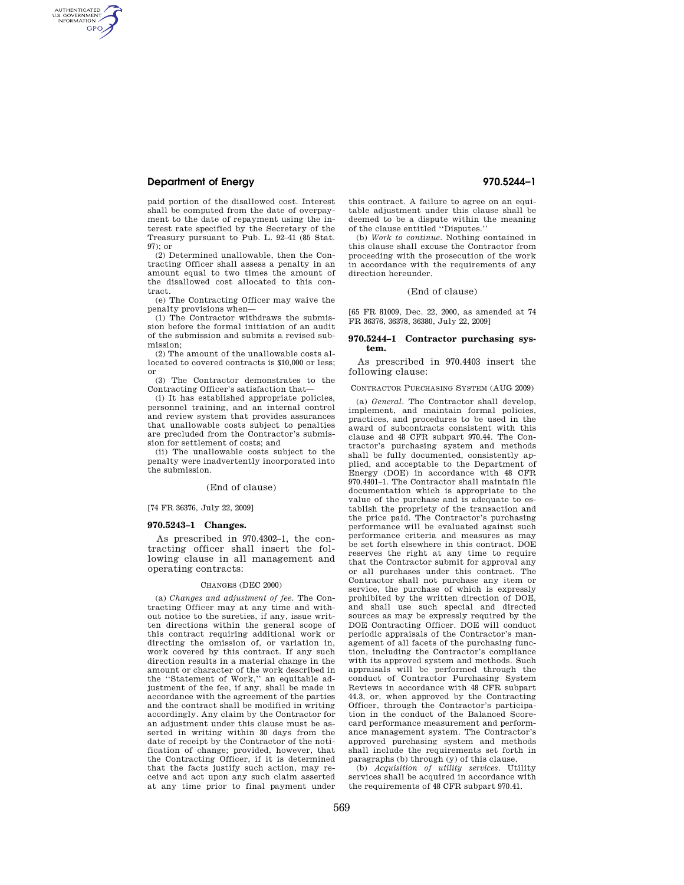paid portion of the disallowed cost. Interest shall be computed from the date of overpayment to the date of repayment using the interest rate specified by the Secretary of the Treasury pursuant to Pub. L. 92–41 (85 Stat. 97); or

(2) Determined unallowable, then the Contracting Officer shall assess a penalty in an amount equal to two times the amount of the disallowed cost allocated to this contract.

(e) The Contracting Officer may waive the penalty provisions when—

(1) The Contractor withdraws the submission before the formal initiation of an audit of the submission and submits a revised submission;

(2) The amount of the unallowable costs allocated to covered contracts is $10,000 or less; or

(3) The Contractor demonstrates to the Contracting Officer's satisfaction that—

(i) It has established appropriate policies, personnel training, and an internal control and review system that provides assurances that unallowable costs subject to penalties are precluded from the Contractor's submission for settlement of costs; and

(ii) The unallowable costs subject to the penalty were inadvertently incorporated into the submission.

(End of clause)

[74 FR 36376, July 22, 2009]

### 970.5243–1 Changes.

As prescribed in 970.4302–1, the contracting officer shall insert the following clause in all management and operating contracts:

CHANGES (DEC 2000)

(a) *Changes and adjustment of fee.* The Contracting Officer may at any time and without notice to the sureties, if any, issue written directions within the general scope of this contract requiring additional work or directing the omission of, or variation in, work covered by this contract. If any such direction results in a material change in the amount or character of the work described in the ''Statement of Work,'' an equitable adjustment of the fee, if any, shall be made in accordance with the agreement of the parties and the contract shall be modified in writing accordingly. Any claim by the Contractor for an adjustment under this clause must be asserted in writing within 30 days from the date of receipt by the Contractor of the notification of change; provided, however, that the Contracting Officer, if it is determined that the facts justify such action, may receive and act upon any such claim asserted at any time prior to final payment under this contract. A failure to agree on an equitable adjustment under this clause shall be deemed to be a dispute within the meaning of the clause entitled ''Disputes.''

(b) *Work to continue.* Nothing contained in this clause shall excuse the Contractor from proceeding with the prosecution of the work in accordance with the requirements of any direction hereunder.

(End of clause)

[65 FR 81009, Dec. 22, 2000, as amended at 74 FR 36376, 36378, 36380, July 22, 2009]

### 970.5244–1 Contractor purchasing system.

As prescribed in 970.4403 insert the following clause:

CONTRACTOR PURCHASING SYSTEM (AUG 2009)

(a) *General.* The Contractor shall develop, implement, and maintain formal policies, practices, and procedures to be used in the award of subcontracts consistent with this clause and 48 CFR subpart 970.44. The Contractor's purchasing system and methods shall be fully documented, consistently applied, and acceptable to the Department of Energy (DOE) in accordance with 48 CFR 970.4401–1. The Contractor shall maintain file documentation which is appropriate to the value of the purchase and is adequate to establish the propriety of the transaction and the price paid. The Contractor's purchasing performance will be evaluated against such performance criteria and measures as may be set forth elsewhere in this contract. DOE reserves the right at any time to require that the Contractor submit for approval any or all purchases under this contract. The Contractor shall not purchase any item or service, the purchase of which is expressly prohibited by the written direction of DOE, and shall use such special and directed sources as may be expressly required by the DOE Contracting Officer. DOE will conduct periodic appraisals of the Contractor's management of all facets of the purchasing function, including the Contractor's compliance with its approved system and methods. Such appraisals will be performed through the conduct of Contractor Purchasing System Reviews in accordance with 48 CFR subpart 44.3, or, when approved by the Contracting Officer, through the Contractor's participation in the conduct of the Balanced Scorecard performance measurement and performance management system. The Contractor's approved purchasing system and methods shall include the requirements set forth in paragraphs (b) through (y) of this clause.

(b) *Acquisition of utility services.* Utility services shall be acquired in accordance with the requirements of 48 CFR subpart 970.41.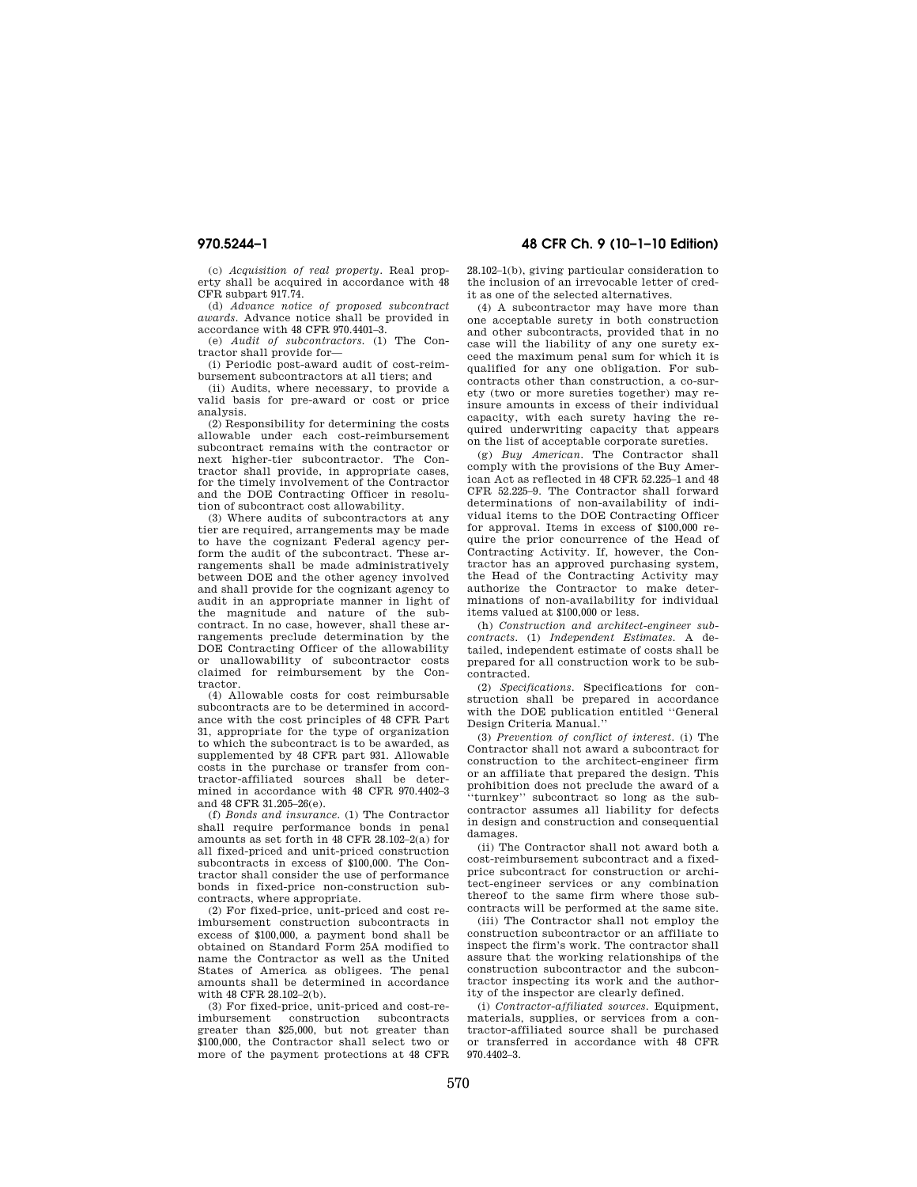(c) *Acquisition of real property.* Real property shall be acquired in accordance with 48 CFR subpart 917.74.

(d) *Advance notice of proposed subcontract awards.* Advance notice shall be provided in accordance with 48 CFR 970.4401–3.

(e) *Audit of subcontractors.* (1) The Contractor shall provide for—

(i) Periodic post-award audit of cost-reimbursement subcontractors at all tiers; and

(ii) Audits, where necessary, to provide a valid basis for pre-award or cost or price analysis.

(2) Responsibility for determining the costs allowable under each cost-reimbursement subcontract remains with the contractor or next higher-tier subcontractor. The Contractor shall provide, in appropriate cases, for the timely involvement of the Contractor and the DOE Contracting Officer in resolution of subcontract cost allowability.

(3) Where audits of subcontractors at any tier are required, arrangements may be made to have the cognizant Federal agency perform the audit of the subcontract. These arrangements shall be made administratively between DOE and the other agency involved and shall provide for the cognizant agency to audit in an appropriate manner in light of the magnitude and nature of the subcontract. In no case, however, shall these arrangements preclude determination by the DOE Contracting Officer of the allowability or unallowability of subcontractor costs claimed for reimbursement by the Contractor.

(4) Allowable costs for cost reimbursable subcontracts are to be determined in accordance with the cost principles of 48 CFR Part 31, appropriate for the type of organization to which the subcontract is to be awarded, as supplemented by 48 CFR part 931. Allowable costs in the purchase or transfer from contractor-affiliated sources shall be determined in accordance with 48 CFR 970.4402–3 and 48 CFR 31.205–26(e).

(f) *Bonds and insurance.* (1) The Contractor shall require performance bonds in penal amounts as set forth in 48 CFR 28.102–2(a) for all fixed-priced and unit-priced construction subcontracts in excess of $100,000. The Contractor shall consider the use of performance bonds in fixed-price non-construction subcontracts, where appropriate.

(2) For fixed-price, unit-priced and cost reimbursement construction subcontracts in excess of $100,000, a payment bond shall be obtained on Standard Form 25A modified to name the Contractor as well as the United States of America as obligees. The penal amounts shall be determined in accordance with 48 CFR 28.102–2(b).

(3) For fixed-price, unit-priced and cost-reimbursement construction subcontracts greater than $25,000, but not greater than $100,000, the Contractor shall select two or more of the payment protections at 48 CFR 28.102–1(b), giving particular consideration to the inclusion of an irrevocable letter of credit as one of the selected alternatives.

(4) A subcontractor may have more than one acceptable surety in both construction and other subcontracts, provided that in no case will the liability of any one surety exceed the maximum penal sum for which it is qualified for any one obligation. For subcontracts other than construction, a co-surety (two or more sureties together) may reinsure amounts in excess of their individual capacity, with each surety having the required underwriting capacity that appears on the list of acceptable corporate sureties.

(g) *Buy American.* The Contractor shall comply with the provisions of the Buy American Act as reflected in 48 CFR 52.225–1 and 48 CFR 52.225–9. The Contractor shall forward determinations of non-availability of individual items to the DOE Contracting Officer for approval. Items in excess of $100,000 require the prior concurrence of the Head of Contracting Activity. If, however, the Contractor has an approved purchasing system, the Head of the Contracting Activity may authorize the Contractor to make determinations of non-availability for individual items valued at $100,000 or less.

(h) *Construction and architect-engineer subcontracts.* (1) *Independent Estimates.* A detailed, independent estimate of costs shall be prepared for all construction work to be subcontracted.

(2) *Specifications.* Specifications for construction shall be prepared in accordance with the DOE publication entitled ''General Design Criteria Manual.''

(3) *Prevention of conflict of interest.* (i) The Contractor shall not award a subcontract for construction to the architect-engineer firm or an affiliate that prepared the design. This prohibition does not preclude the award of a ''turnkey'' subcontract so long as the subcontractor assumes all liability for defects in design and construction and consequential damages.

(ii) The Contractor shall not award both a cost-reimbursement subcontract and a fixed-price subcontract for construction or architect-engineer services or any combination thereof to the same firm where those subcontracts will be performed at the same site.

(iii) The Contractor shall not employ the construction subcontractor or an affiliate to inspect the firm's work. The contractor shall assure that the working relationships of the construction subcontractor and the subcontractor inspecting its work and the authority of the inspector are clearly defined.

(i) *Contractor-affiliated sources.* Equipment, materials, supplies, or services from a contractor-affiliated source shall be purchased or transferred in accordance with 48 CFR 970.4402–3.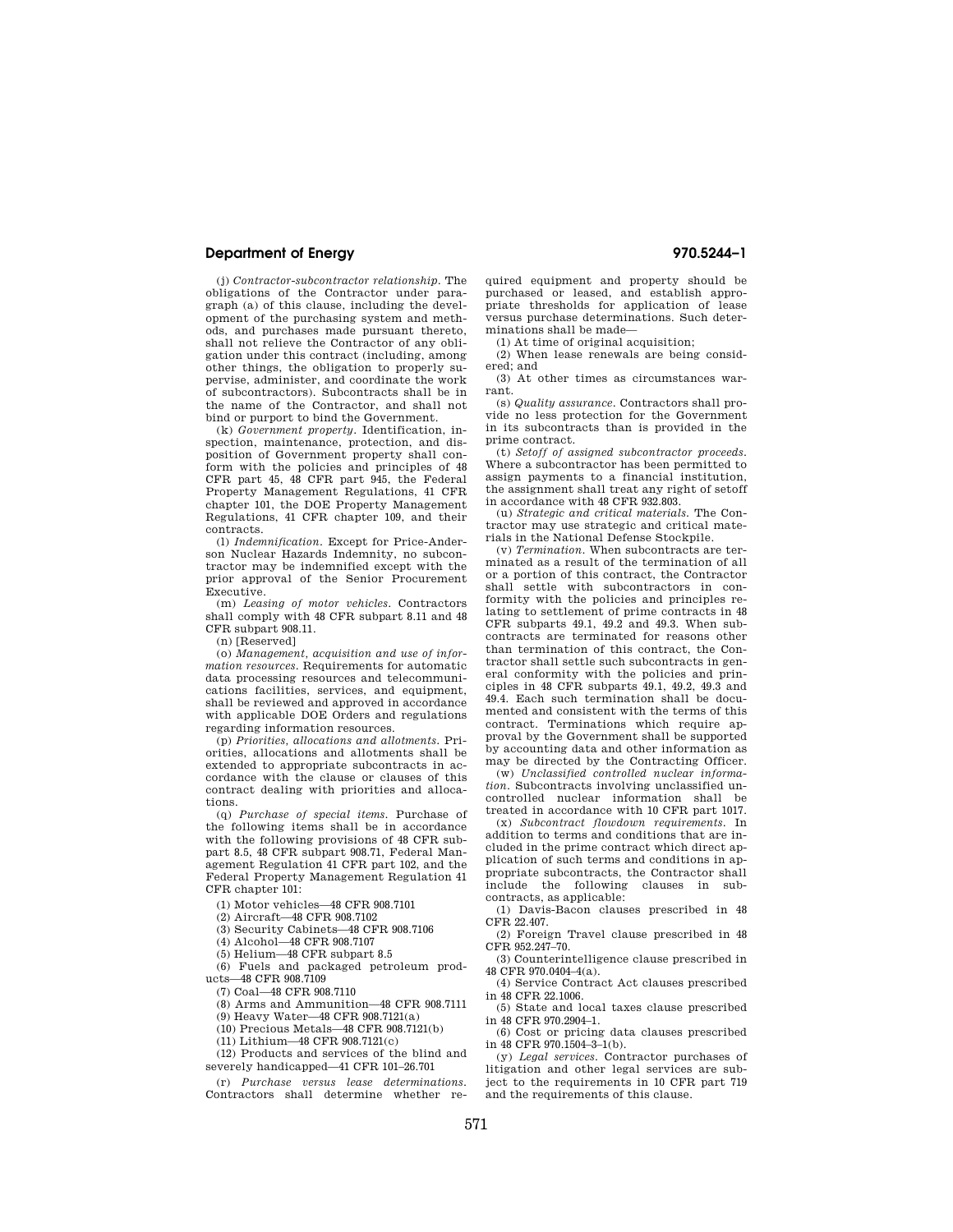(j) *Contractor-subcontractor relationship.* The obligations of the Contractor under paragraph (a) of this clause, including the development of the purchasing system and methods, and purchases made pursuant thereto, shall not relieve the Contractor of any obligation under this contract (including, among other things, the obligation to properly supervise, administer, and coordinate the work of subcontractors). Subcontracts shall be in the name of the Contractor, and shall not bind or purport to bind the Government.

(k) *Government property.* Identification, inspection, maintenance, protection, and disposition of Government property shall conform with the policies and principles of 48 CFR part 45, 48 CFR part 945, the Federal Property Management Regulations, 41 CFR chapter 101, the DOE Property Management Regulations, 41 CFR chapter 109, and their contracts.

(l) *Indemnification.* Except for Price-Anderson Nuclear Hazards Indemnity, no subcontractor may be indemnified except with the prior approval of the Senior Procurement Executive.

(m) *Leasing of motor vehicles.* Contractors shall comply with 48 CFR subpart 8.11 and 48 CFR subpart 908.11.

(n) [Reserved]

(o) *Management, acquisition and use of information resources.* Requirements for automatic data processing resources and telecommunications facilities, services, and equipment, shall be reviewed and approved in accordance with applicable DOE Orders and regulations regarding information resources.

(p) *Priorities, allocations and allotments.* Priorities, allocations and allotments shall be extended to appropriate subcontracts in accordance with the clause or clauses of this contract dealing with priorities and allocations.

(q) *Purchase of special items.* Purchase of the following items shall be in accordance with the following provisions of 48 CFR subpart 8.5, 48 CFR subpart 908.71, Federal Management Regulation 41 CFR part 102, and the Federal Property Management Regulation 41 CFR chapter 101:

(1) Motor vehicles—48 CFR 908.7101

(2) Aircraft—48 CFR 908.7102

(3) Security Cabinets—48 CFR 908.7106

(4) Alcohol—48 CFR 908.7107

(5) Helium—48 CFR subpart 8.5

(6) Fuels and packaged petroleum products—48 CFR 908.7109

(7) Coal—48 CFR 908.7110

(8) Arms and Ammunition—48 CFR 908.7111

(9) Heavy Water—48 CFR 908.7121(a)

(10) Precious Metals—48 CFR 908.7121(b)

(11) Lithium—48 CFR 908.7121(c)

(12) Products and services of the blind and severely handicapped—41 CFR 101–26.701

(r) *Purchase versus lease determinations.* Contractors shall determine whether required equipment and property should be purchased or leased, and establish appropriate thresholds for application of lease versus purchase determinations. Such determinations shall be made—

(1) At time of original acquisition;

(2) When lease renewals are being considered; and

(3) At other times as circumstances warrant.

(s) *Quality assurance.* Contractors shall provide no less protection for the Government in its subcontracts than is provided in the prime contract.

(t) *Setoff of assigned subcontractor proceeds.* Where a subcontractor has been permitted to assign payments to a financial institution, the assignment shall treat any right of setoff in accordance with 48 CFR 932.803.

(u) *Strategic and critical materials.* The Contractor may use strategic and critical materials in the National Defense Stockpile.

(v) *Termination.* When subcontracts are terminated as a result of the termination of all or a portion of this contract, the Contractor shall settle with subcontractors in conformity with the policies and principles relating to settlement of prime contracts in 48 CFR subparts 49.1, 49.2 and 49.3. When subcontracts are terminated for reasons other than termination of this contract, the Contractor shall settle such subcontracts in general conformity with the policies and principles in 48 CFR subparts 49.1, 49.2, 49.3 and 49.4. Each such termination shall be documented and consistent with the terms of this contract. Terminations which require approval by the Government shall be supported by accounting data and other information as may be directed by the Contracting Officer.

(w) *Unclassified controlled nuclear information.* Subcontracts involving unclassified uncontrolled nuclear information shall be treated in accordance with 10 CFR part 1017.

(x) *Subcontract flowdown requirements.* In addition to terms and conditions that are included in the prime contract which direct application of such terms and conditions in appropriate subcontracts, the Contractor shall include the following clauses in subcontracts, as applicable:

(1) Davis-Bacon clauses prescribed in 48 CFR 22.407.

(2) Foreign Travel clause prescribed in 48 CFR 952.247–70.

(3) Counterintelligence clause prescribed in 48 CFR 970.0404–4(a).

(4) Service Contract Act clauses prescribed in 48 CFR 22.1006.

(5) State and local taxes clause prescribed in 48 CFR 970.2904–1.

(6) Cost or pricing data clauses prescribed in 48 CFR 970.1504–3–1(b).

(y) *Legal services.* Contractor purchases of litigation and other legal services are subject to the requirements in 10 CFR part 719 and the requirements of this clause.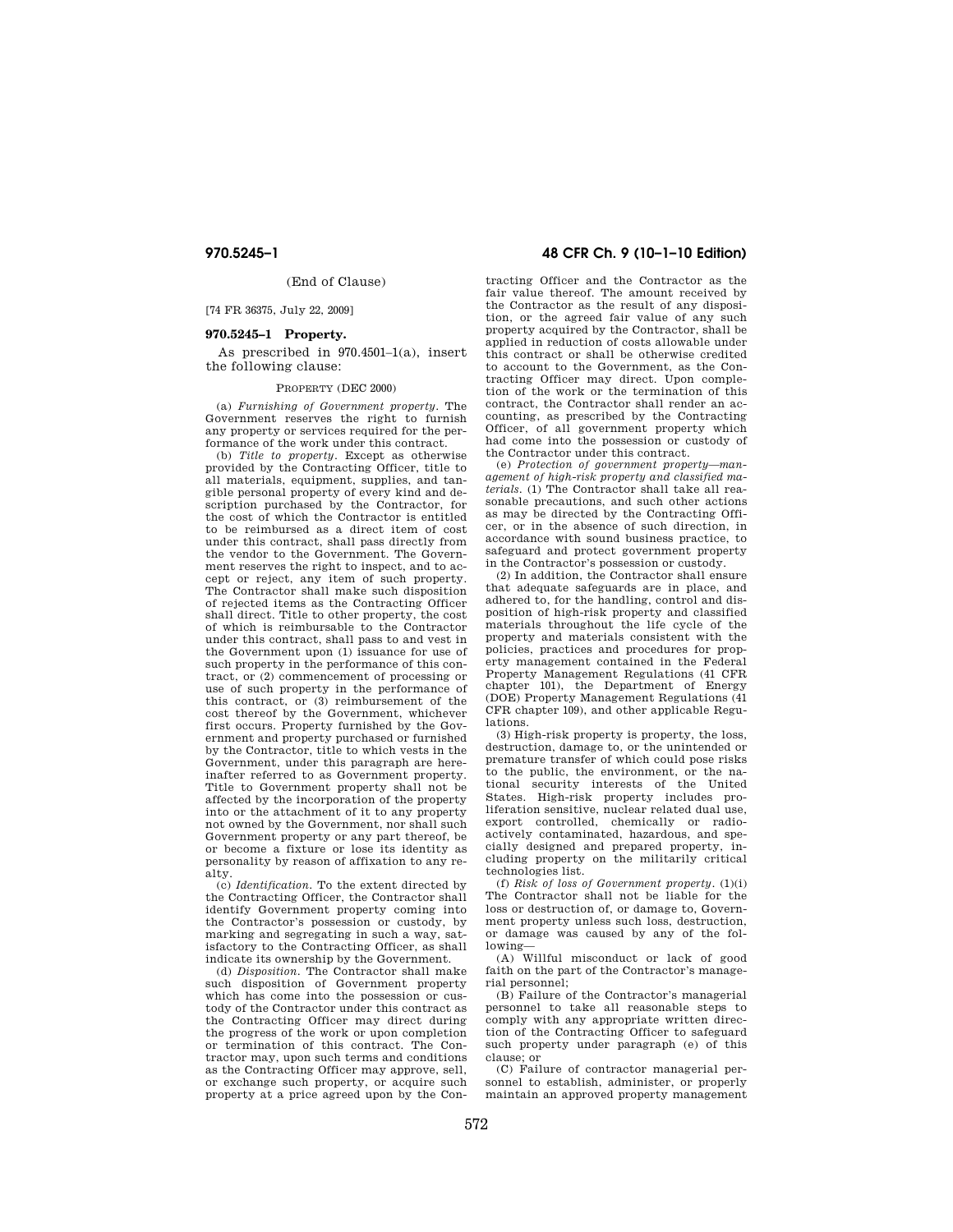(End of Clause)

[74 FR 36375, July 22, 2009]

### 970.5245–1 Property.

As prescribed in 970.4501–1(a), insert the following clause:

PROPERTY (DEC 2000)

(a) *Furnishing of Government property.* The Government reserves the right to furnish any property or services required for the performance of the work under this contract.

(b) *Title to property.* Except as otherwise provided by the Contracting Officer, title to all materials, equipment, supplies, and tangible personal property of every kind and description purchased by the Contractor, for the cost of which the Contractor is entitled to be reimbursed as a direct item of cost under this contract, shall pass directly from the vendor to the Government. The Government reserves the right to inspect, and to accept or reject, any item of such property. The Contractor shall make such disposition of rejected items as the Contracting Officer shall direct. Title to other property, the cost of which is reimbursable to the Contractor under this contract, shall pass to and vest in the Government upon (1) issuance for use of such property in the performance of this contract, or (2) commencement of processing or use of such property in the performance of this contract, or (3) reimbursement of the cost thereof by the Government, whichever first occurs. Property furnished by the Government and property purchased or furnished by the Contractor, title to which vests in the Government, under this paragraph are hereinafter referred to as Government property. Title to Government property shall not be affected by the incorporation of the property into or the attachment of it to any property not owned by the Government, nor shall such Government property or any part thereof, be or become a fixture or lose its identity as personality by reason of affixation to any realty.

(c) *Identification.* To the extent directed by the Contracting Officer, the Contractor shall identify Government property coming into the Contractor's possession or custody, by marking and segregating in such a way, satisfactory to the Contracting Officer, as shall indicate its ownership by the Government.

(d) *Disposition.* The Contractor shall make such disposition of Government property which has come into the possession or custody of the Contractor under this contract as the Contracting Officer may direct during the progress of the work or upon completion or termination of this contract. The Contractor may, upon such terms and conditions as the Contracting Officer may approve, sell, or exchange such property, or acquire such property at a price agreed upon by the Contracting Officer and the Contractor as the fair value thereof. The amount received by the Contractor as the result of any disposition, or the agreed fair value of any such property acquired by the Contractor, shall be applied in reduction of costs allowable under this contract or shall be otherwise credited to account to the Government, as the Contracting Officer may direct. Upon completion of the work or the termination of this contract, the Contractor shall render an accounting, as prescribed by the Contracting Officer, of all government property which had come into the possession or custody of the Contractor under this contract.

(e) *Protection of government property—management of high-risk property and classified materials.* (1) The Contractor shall take all reasonable precautions, and such other actions as may be directed by the Contracting Officer, or in the absence of such direction, in accordance with sound business practice, to safeguard and protect government property in the Contractor's possession or custody.

(2) In addition, the Contractor shall ensure that adequate safeguards are in place, and adhered to, for the handling, control and disposition of high-risk property and classified materials throughout the life cycle of the property and materials consistent with the policies, practices and procedures for property management contained in the Federal Property Management Regulations (41 CFR chapter 101), the Department of Energy (DOE) Property Management Regulations (41 CFR chapter 109), and other applicable Regulations.

(3) High-risk property is property, the loss, destruction, damage to, or the unintended or premature transfer of which could pose risks to the public, the environment, or the national security interests of the United States. High-risk property includes proliferation sensitive, nuclear related dual use, export controlled, chemically or radioactively contaminated, hazardous, and specially designed and prepared property, including property on the militarily critical technologies list.

(f) *Risk of loss of Government property.* (1)(i) The Contractor shall not be liable for the loss or destruction of, or damage to, Government property unless such loss, destruction, or damage was caused by any of the following—

(A) Willful misconduct or lack of good faith on the part of the Contractor's managerial personnel;

(B) Failure of the Contractor's managerial personnel to take all reasonable steps to comply with any appropriate written direction of the Contracting Officer to safeguard such property under paragraph (e) of this clause; or

(C) Failure of contractor managerial personnel to establish, administer, or properly maintain an approved property management